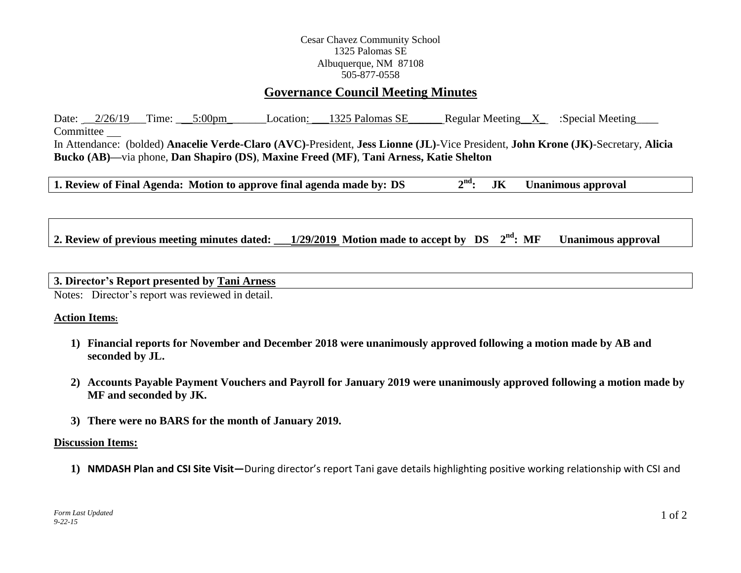Cesar Chavez Community School
1325 Palomas SE
Albuquerque, NM 87108
505-877-0558

# Governance Council Meeting Minutes

Date: 2/26/19 Time: 5:00pm Location: 1325 Palomas SE Regular Meeting X :Special Meeting ____ Committee ____

In Attendance: (bolded) **Anacelie Verde-Claro (AVC)**-President, **Jess Lionne (JL)**-Vice President, **John Krone (JK)**-Secretary, **Alicia Bucko (AB)—**via phone, **Dan Shapiro (DS)**, **Maxine Freed (MF)**, **Tani Arness, Katie Shelton**

**1. Review of Final Agenda: Motion to approve final agenda made by: DS 2nd: JK Unanimous approval**

**2. Review of previous meeting minutes dated: 1/29/2019 Motion made to accept by DS 2nd: MF Unanimous approval**

**3. Director's Report presented by Tani Arness**

Notes: Director's report was reviewed in detail.

**Action Items:**

1) **Financial reports for November and December 2018 were unanimously approved following a motion made by AB and seconded by JL.**
2) **Accounts Payable Payment Vouchers and Payroll for January 2019 were unanimously approved following a motion made by MF and seconded by JK.**
3) **There were no BARS for the month of January 2019.**

**Discussion Items:**

1) **NMDASH Plan and CSI Site Visit—**During director's report Tani gave details highlighting positive working relationship with CSI and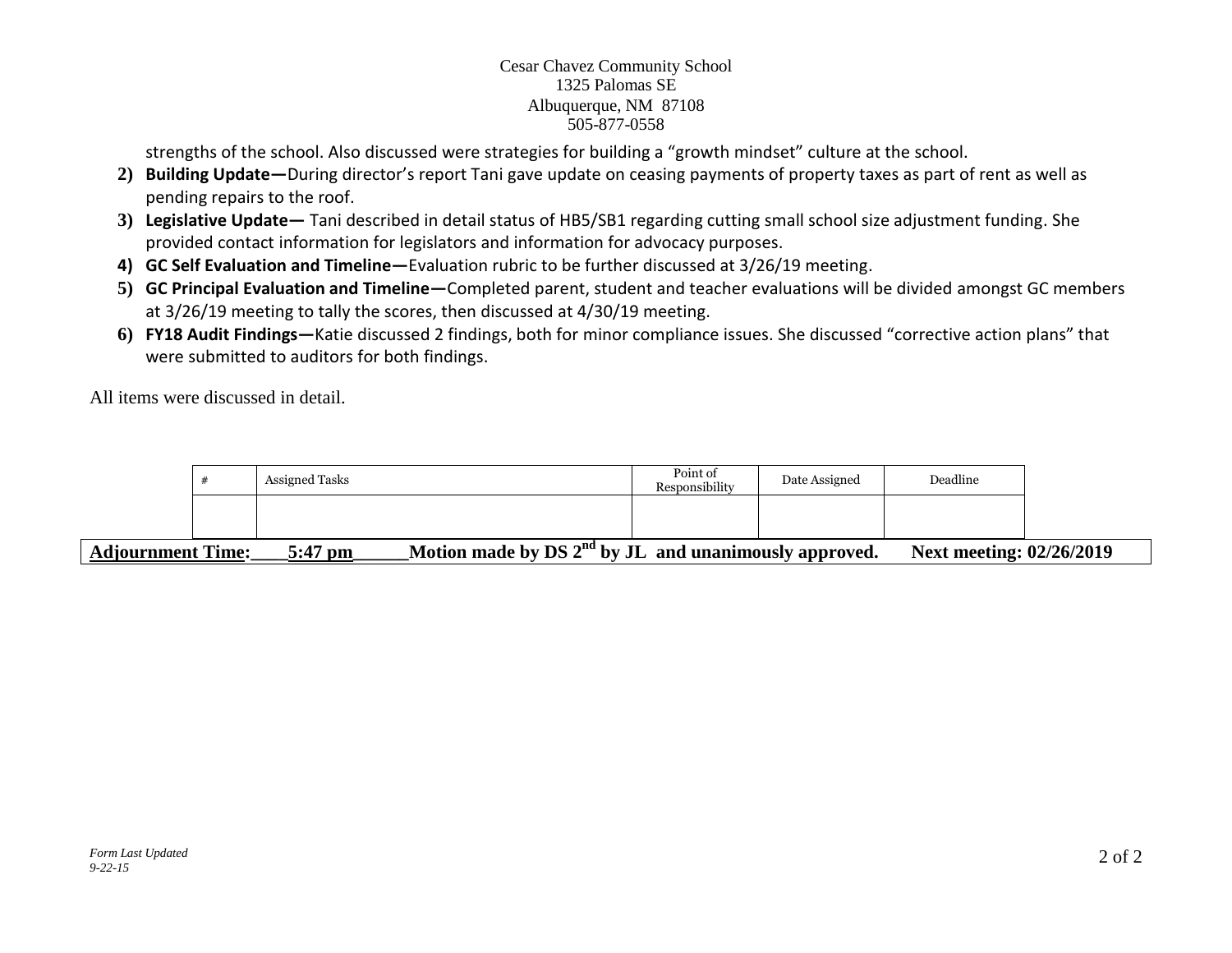strengths of the school. Also discussed were strategies for building a “growth mindset” culture at the school.

2) **Building Update—**During director’s report Tani gave update on ceasing payments of property taxes as part of rent as well as pending repairs to the roof.
3) **Legislative Update—** Tani described in detail status of HB5/SB1 regarding cutting small school size adjustment funding. She provided contact information for legislators and information for advocacy purposes.
4) **GC Self Evaluation and Timeline—**Evaluation rubric to be further discussed at 3/26/19 meeting.
5) **GC Principal Evaluation and Timeline—**Completed parent, student and teacher evaluations will be divided amongst GC members at 3/26/19 meeting to tally the scores, then discussed at 4/30/19 meeting.
6) **FY18 Audit Findings—**Katie discussed 2 findings, both for minor compliance issues. She discussed “corrective action plans” that were submitted to auditors for both findings.

All items were discussed in detail.

| # | Assigned Tasks | Point of Responsibility | Date Assigned | Deadline |
|---|---|---|---|---|
| | | | | |

**Adjournment Time:____5:47 pm______Motion made by DS 2nd by JL and unanimously approved. Next meeting: 02/26/2019**

*Form Last Updated 9-22-15*